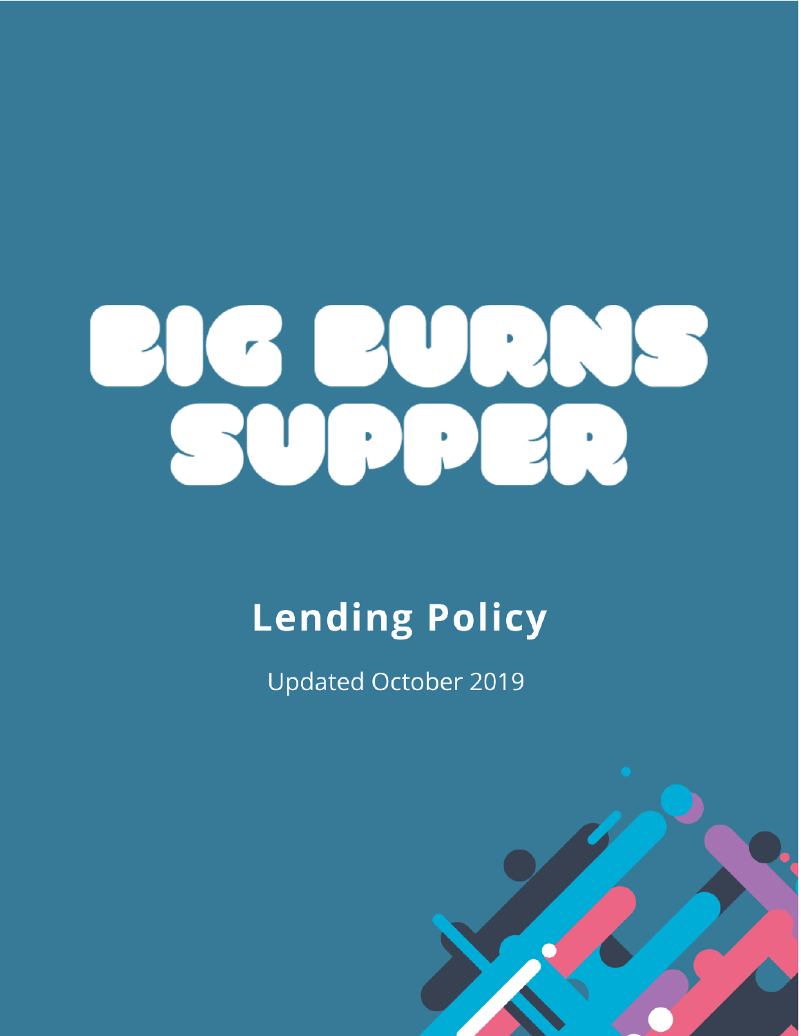# BIG BURNS SUPPER

## Lending Policy

Updated October 2019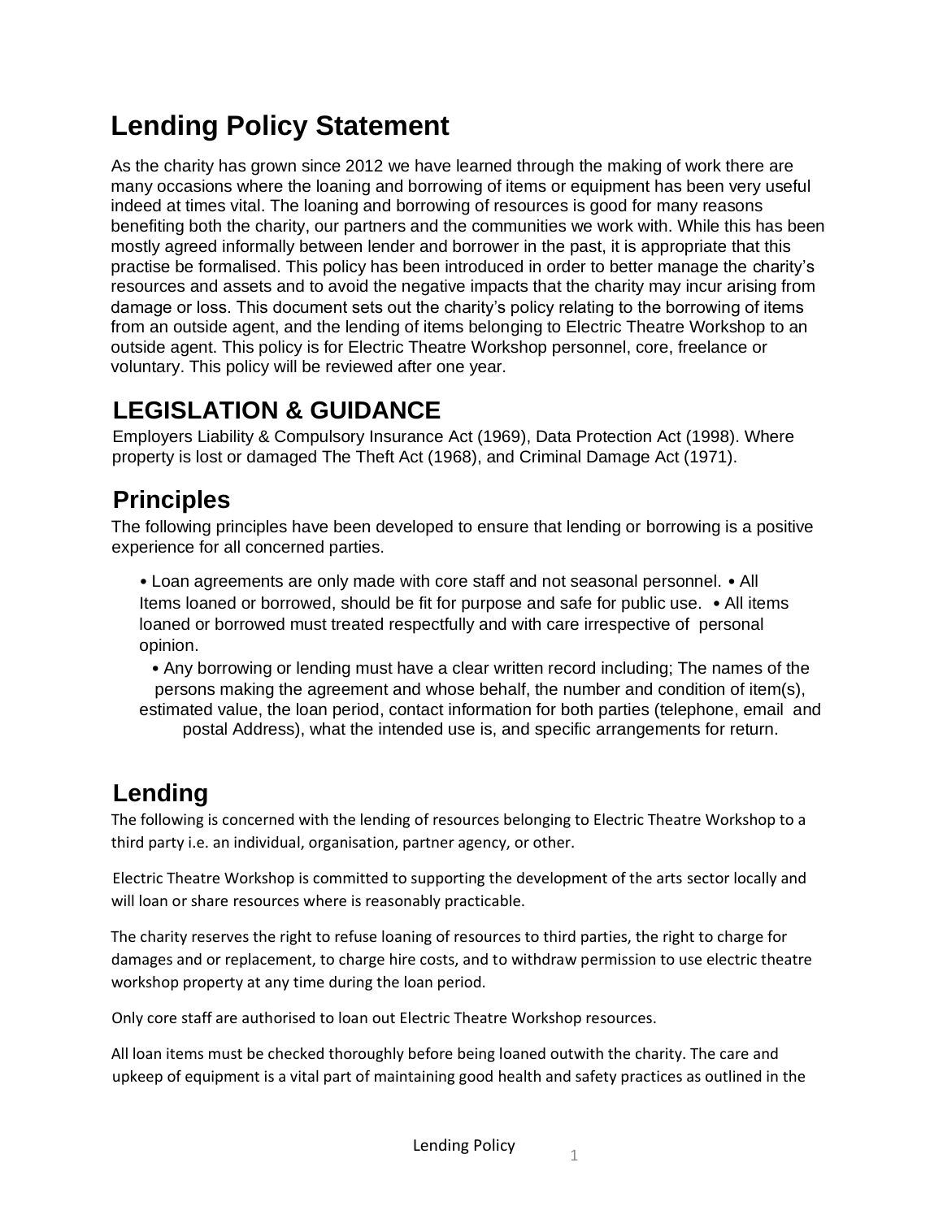# Lending Policy Statement

As the charity has grown since 2012 we have learned through the making of work there are many occasions where the loaning and borrowing of items or equipment has been very useful indeed at times vital. The loaning and borrowing of resources is good for many reasons benefiting both the charity, our partners and the communities we work with. While this has been mostly agreed informally between lender and borrower in the past, it is appropriate that this practise be formalised. This policy has been introduced in order to better manage the charity's resources and assets and to avoid the negative impacts that the charity may incur arising from damage or loss. This document sets out the charity's policy relating to the borrowing of items from an outside agent, and the lending of items belonging to Electric Theatre Workshop to an outside agent. This policy is for Electric Theatre Workshop personnel, core, freelance or voluntary. This policy will be reviewed after one year.

## LEGISLATION & GUIDANCE

Employers Liability & Compulsory Insurance Act (1969), Data Protection Act (1998). Where property is lost or damaged The Theft Act (1968), and Criminal Damage Act (1971).

## Principles

The following principles have been developed to ensure that lending or borrowing is a positive experience for all concerned parties.

- Loan agreements are only made with core staff and not seasonal personnel.
- All Items loaned or borrowed, should be fit for purpose and safe for public use.
- All items loaned or borrowed must treated respectfully and with care irrespective of personal opinion.
- Any borrowing or lending must have a clear written record including; The names of the persons making the agreement and whose behalf, the number and condition of item(s), estimated value, the loan period, contact information for both parties (telephone, email and postal Address), what the intended use is, and specific arrangements for return.

## Lending

The following is concerned with the lending of resources belonging to Electric Theatre Workshop to a third party i.e. an individual, organisation, partner agency, or other.

Electric Theatre Workshop is committed to supporting the development of the arts sector locally and will loan or share resources where is reasonably practicable.

The charity reserves the right to refuse loaning of resources to third parties, the right to charge for damages and or replacement, to charge hire costs, and to withdraw permission to use electric theatre workshop property at any time during the loan period.

Only core staff are authorised to loan out Electric Theatre Workshop resources.

All loan items must be checked thoroughly before being loaned outwith the charity. The care and upkeep of equipment is a vital part of maintaining good health and safety practices as outlined in the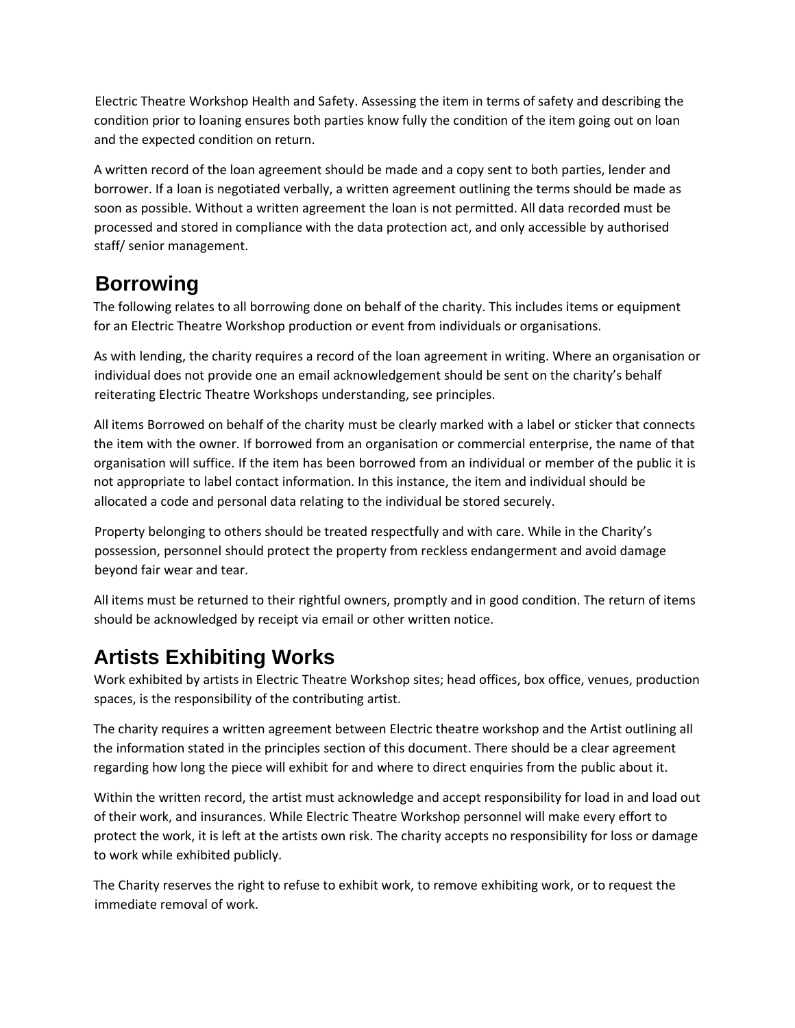Electric Theatre Workshop Health and Safety. Assessing the item in terms of safety and describing the condition prior to loaning ensures both parties know fully the condition of the item going out on loan and the expected condition on return.

A written record of the loan agreement should be made and a copy sent to both parties, lender and borrower. If a loan is negotiated verbally, a written agreement outlining the terms should be made as soon as possible. Without a written agreement the loan is not permitted. All data recorded must be processed and stored in compliance with the data protection act, and only accessible by authorised staff/ senior management.

## Borrowing

The following relates to all borrowing done on behalf of the charity. This includes items or equipment for an Electric Theatre Workshop production or event from individuals or organisations.

As with lending, the charity requires a record of the loan agreement in writing. Where an organisation or individual does not provide one an email acknowledgement should be sent on the charity's behalf reiterating Electric Theatre Workshops understanding, see principles.

All items Borrowed on behalf of the charity must be clearly marked with a label or sticker that connects the item with the owner. If borrowed from an organisation or commercial enterprise, the name of that organisation will suffice. If the item has been borrowed from an individual or member of the public it is not appropriate to label contact information. In this instance, the item and individual should be allocated a code and personal data relating to the individual be stored securely.

Property belonging to others should be treated respectfully and with care. While in the Charity's possession, personnel should protect the property from reckless endangerment and avoid damage beyond fair wear and tear.

All items must be returned to their rightful owners, promptly and in good condition. The return of items should be acknowledged by receipt via email or other written notice.

## Artists Exhibiting Works

Work exhibited by artists in Electric Theatre Workshop sites; head offices, box office, venues, production spaces, is the responsibility of the contributing artist.

The charity requires a written agreement between Electric theatre workshop and the Artist outlining all the information stated in the principles section of this document. There should be a clear agreement regarding how long the piece will exhibit for and where to direct enquiries from the public about it.

Within the written record, the artist must acknowledge and accept responsibility for load in and load out of their work, and insurances. While Electric Theatre Workshop personnel will make every effort to protect the work, it is left at the artists own risk. The charity accepts no responsibility for loss or damage to work while exhibited publicly.

The Charity reserves the right to refuse to exhibit work, to remove exhibiting work, or to request the immediate removal of work.